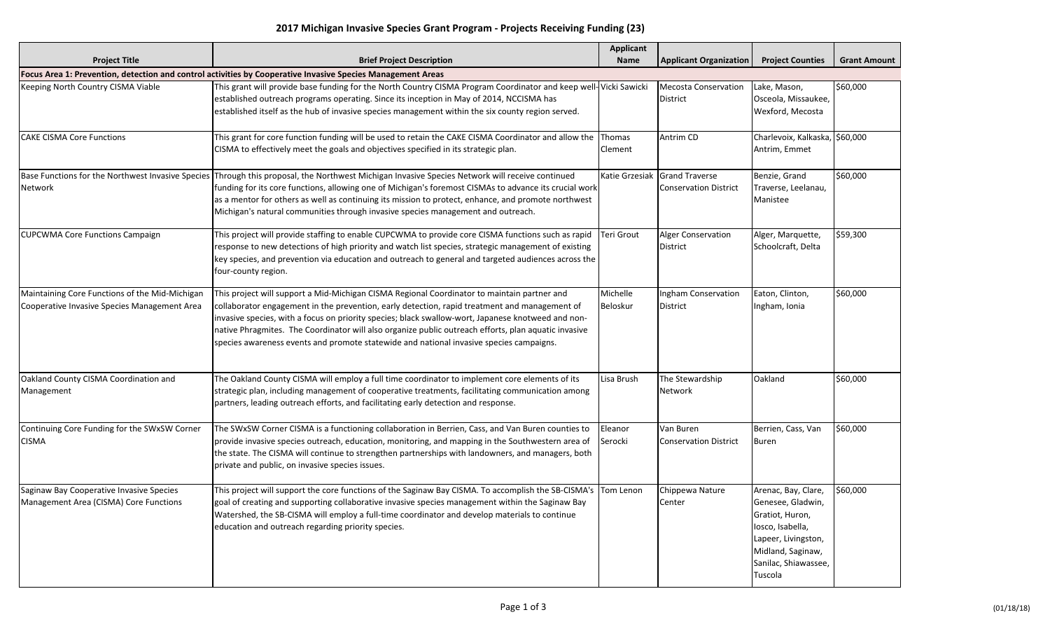# 2017 Michigan Invasive Species Grant Program - Projects Receiving Funding (23)

| Project Title | Brief Project Description | Applicant Name | Applicant Organization | Project Counties | Grant Amount |
|---|---|---|---|---|---|
| **Focus Area 1: Prevention, detection and control activities by Cooperative Invasive Species Management Areas** | | | | | |
| Keeping North Country CISMA Viable | This grant will provide base funding for the North Country CISMA Program Coordinator and keep well-established outreach programs operating. Since its inception in May of 2014, NCCISMA has established itself as the hub of invasive species management within the six county region served. | Vicki Sawicki | Mecosta Conservation District | Lake, Mason, Osceola, Missaukee, Wexford, Mecosta | $60,000 |
| CAKE CISMA Core Functions | This grant for core function funding will be used to retain the CAKE CISMA Coordinator and allow the CISMA to effectively meet the goals and objectives specified in its strategic plan. | Thomas Clement | Antrim CD | Charlevoix, Kalkaska, Antrim, Emmet | $60,000 |
| Base Functions for the Northwest Invasive Species Network | Through this proposal, the Northwest Michigan Invasive Species Network will receive continued funding for its core functions, allowing one of Michigan's foremost CISMAs to advance its crucial work as a mentor for others as well as continuing its mission to protect, enhance, and promote northwest Michigan's natural communities through invasive species management and outreach. | Katie Grzesiak | Grand Traverse Conservation District | Benzie, Grand Traverse, Leelanau, Manistee | $60,000 |
| CUPCWMA Core Functions Campaign | This project will provide staffing to enable CUPCWMA to provide core CISMA functions such as rapid response to new detections of high priority and watch list species, strategic management of existing key species, and prevention via education and outreach to general and targeted audiences across the four-county region. | Teri Grout | Alger Conservation District | Alger, Marquette, Schoolcraft, Delta | $59,300 |
| Maintaining Core Functions of the Mid-Michigan Cooperative Invasive Species Management Area | This project will support a Mid-Michigan CISMA Regional Coordinator to maintain partner and collaborator engagement in the prevention, early detection, rapid treatment and management of invasive species, with a focus on priority species; black swallow-wort, Japanese knotweed and non-native Phragmites. The Coordinator will also organize public outreach efforts, plan aquatic invasive species awareness events and promote statewide and national invasive species campaigns. | Michelle Beloskur | Ingham Conservation District | Eaton, Clinton, Ingham, Ionia | $60,000 |
| Oakland County CISMA Coordination and Management | The Oakland County CISMA will employ a full time coordinator to implement core elements of its strategic plan, including management of cooperative treatments, facilitating communication among partners, leading outreach efforts, and facilitating early detection and response. | Lisa Brush | The Stewardship Network | Oakland | $60,000 |
| Continuing Core Funding for the SWxSW Corner CISMA | The SWxSW Corner CISMA is a functioning collaboration in Berrien, Cass, and Van Buren counties to provide invasive species outreach, education, monitoring, and mapping in the Southwestern area of the state. The CISMA will continue to strengthen partnerships with landowners, and managers, both private and public, on invasive species issues. | Eleanor Serocki | Van Buren Conservation District | Berrien, Cass, Van Buren | $60,000 |
| Saginaw Bay Cooperative Invasive Species Management Area (CISMA) Core Functions | This project will support the core functions of the Saginaw Bay CISMA. To accomplish the SB-CISMA's goal of creating and supporting collaborative invasive species management within the Saginaw Bay Watershed, the SB-CISMA will employ a full-time coordinator and develop materials to continue education and outreach regarding priority species. | Tom Lenon | Chippewa Nature Center | Arenac, Bay, Clare, Genesee, Gladwin, Gratiot, Huron, Iosco, Isabella, Lapeer, Livingston, Midland, Saginaw, Sanilac, Shiawassee, Tuscola | $60,000 |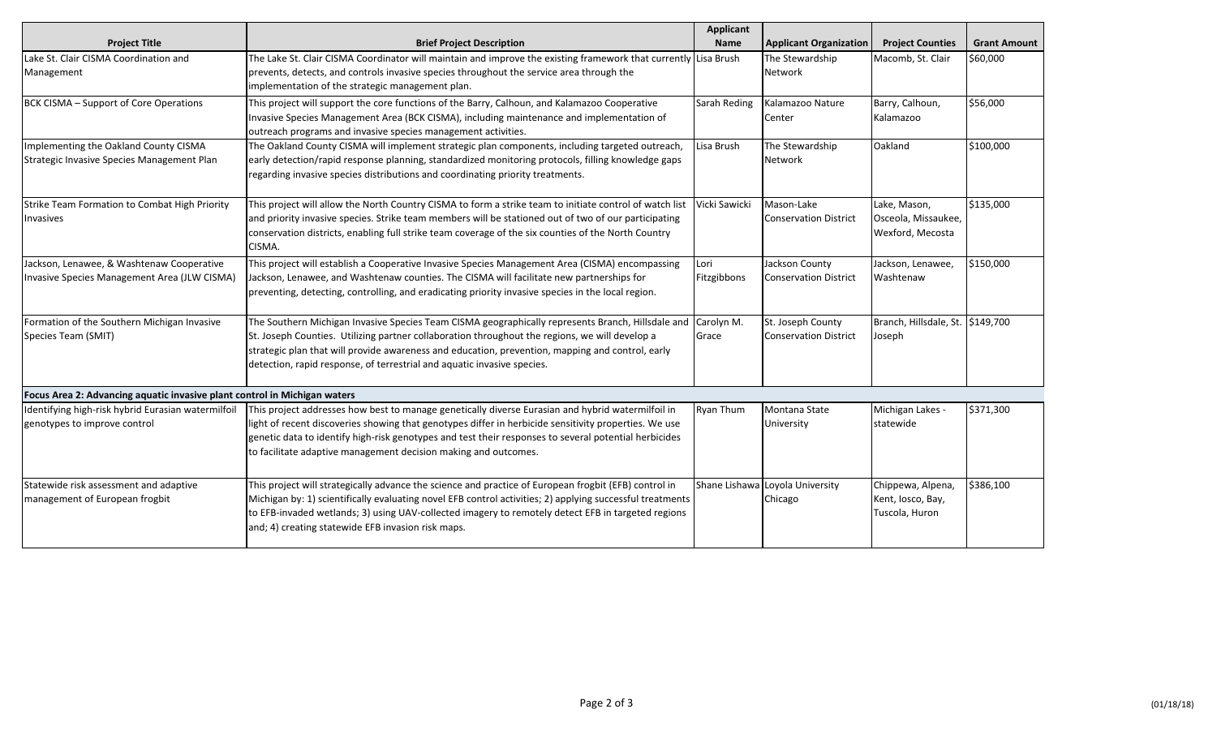| Project Title | Brief Project Description | Applicant Name | Applicant Organization | Project Counties | Grant Amount |
|---|---|---|---|---|---|
| Lake St. Clair CISMA Coordination and Management | The Lake St. Clair CISMA Coordinator will maintain and improve the existing framework that currently prevents, detects, and controls invasive species throughout the service area through the implementation of the strategic management plan. | Lisa Brush | The Stewardship Network | Macomb, St. Clair | $60,000 |
| BCK CISMA – Support of Core Operations | This project will support the core functions of the Barry, Calhoun, and Kalamazoo Cooperative Invasive Species Management Area (BCK CISMA), including maintenance and implementation of outreach programs and invasive species management activities. | Sarah Reding | Kalamazoo Nature Center | Barry, Calhoun, Kalamazoo | $56,000 |
| Implementing the Oakland County CISMA Strategic Invasive Species Management Plan | The Oakland County CISMA will implement strategic plan components, including targeted outreach, early detection/rapid response planning, standardized monitoring protocols, filling knowledge gaps regarding invasive species distributions and coordinating priority treatments. | Lisa Brush | The Stewardship Network | Oakland | $100,000 |
| Strike Team Formation to Combat High Priority Invasives | This project will allow the North Country CISMA to form a strike team to initiate control of watch list and priority invasive species. Strike team members will be stationed out of two of our participating conservation districts, enabling full strike team coverage of the six counties of the North Country CISMA. | Vicki Sawicki | Mason-Lake Conservation District | Lake, Mason, Osceola, Missaukee, Wexford, Mecosta | $135,000 |
| Jackson, Lenawee, & Washtenaw Cooperative Invasive Species Management Area (JLW CISMA) | This project will establish a Cooperative Invasive Species Management Area (CISMA) encompassing Jackson, Lenawee, and Washtenaw counties. The CISMA will facilitate new partnerships for preventing, detecting, controlling, and eradicating priority invasive species in the local region. | Lori Fitzgibbons | Jackson County Conservation District | Jackson, Lenawee, Washtenaw | $150,000 |
| Formation of the Southern Michigan Invasive Species Team (SMIT) | The Southern Michigan Invasive Species Team CISMA geographically represents Branch, Hillsdale and St. Joseph Counties. Utilizing partner collaboration throughout the regions, we will develop a strategic plan that will provide awareness and education, prevention, mapping and control, early detection, rapid response, of terrestrial and aquatic invasive species. | Carolyn M. Grace | St. Joseph County Conservation District | Branch, Hillsdale, St. Joseph | $149,700 |
| **Focus Area 2: Advancing aquatic invasive plant control in Michigan waters** | | | | | |
| Identifying high-risk hybrid Eurasian watermilfoil genotypes to improve control | This project addresses how best to manage genetically diverse Eurasian and hybrid watermilfoil in light of recent discoveries showing that genotypes differ in herbicide sensitivity properties. We use genetic data to identify high-risk genotypes and test their responses to several potential herbicides to facilitate adaptive management decision making and outcomes. | Ryan Thum | Montana State University | Michigan Lakes - statewide | $371,300 |
| Statewide risk assessment and adaptive management of European frogbit | This project will strategically advance the science and practice of European frogbit (EFB) control in Michigan by: 1) scientifically evaluating novel EFB control activities; 2) applying successful treatments to EFB-invaded wetlands; 3) using UAV-collected imagery to remotely detect EFB in targeted regions and; 4) creating statewide EFB invasion risk maps. | Shane Lishawa | Loyola University Chicago | Chippewa, Alpena, Kent, Iosco, Bay, Tuscola, Huron | $386,100 |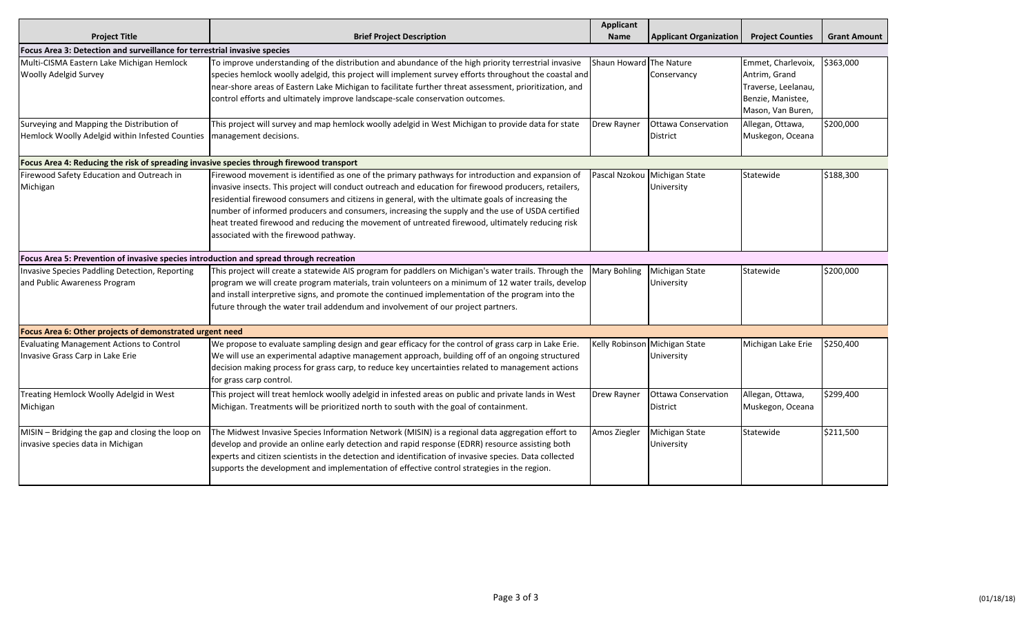| Project Title | Brief Project Description | Applicant Name | Applicant Organization | Project Counties | Grant Amount |
|---|---|---|---|---|---|
| **Focus Area 3: Detection and surveillance for terrestrial invasive species** | | | | | |
| Multi-CISMA Eastern Lake Michigan Hemlock Woolly Adelgid Survey | To improve understanding of the distribution and abundance of the high priority terrestrial invasive species hemlock woolly adelgid, this project will implement survey efforts throughout the coastal and near-shore areas of Eastern Lake Michigan to facilitate further threat assessment, prioritization, and control efforts and ultimately improve landscape-scale conservation outcomes. | Shaun Howard | The Nature Conservancy | Emmet, Charlevoix, Antrim, Grand Traverse, Leelanau, Benzie, Manistee, Mason, Van Buren, | $363,000 |
| Surveying and Mapping the Distribution of Hemlock Woolly Adelgid within Infested Counties | This project will survey and map hemlock woolly adelgid in West Michigan to provide data for state management decisions. | Drew Rayner | Ottawa Conservation District | Allegan, Ottawa, Muskegon, Oceana | $200,000 |
| **Focus Area 4: Reducing the risk of spreading invasive species through firewood transport** | | | | | |
| Firewood Safety Education and Outreach in Michigan | Firewood movement is identified as one of the primary pathways for introduction and expansion of invasive insects. This project will conduct outreach and education for firewood producers, retailers, residential firewood consumers and citizens in general, with the ultimate goals of increasing the number of informed producers and consumers, increasing the supply and the use of USDA certified heat treated firewood and reducing the movement of untreated firewood, ultimately reducing risk associated with the firewood pathway. | Pascal Nzokou | Michigan State University | Statewide | $188,300 |
| **Focus Area 5: Prevention of invasive species introduction and spread through recreation** | | | | | |
| Invasive Species Paddling Detection, Reporting and Public Awareness Program | This project will create a statewide AIS program for paddlers on Michigan's water trails. Through the program we will create program materials, train volunteers on a minimum of 12 water trails, develop and install interpretive signs, and promote the continued implementation of the program into the future through the water trail addendum and involvement of our project partners. | Mary Bohling | Michigan State University | Statewide | $200,000 |
| **Focus Area 6: Other projects of demonstrated urgent need** | | | | | |
| Evaluating Management Actions to Control Invasive Grass Carp in Lake Erie | We propose to evaluate sampling design and gear efficacy for the control of grass carp in Lake Erie. We will use an experimental adaptive management approach, building off of an ongoing structured decision making process for grass carp, to reduce key uncertainties related to management actions for grass carp control. | Kelly Robinson | Michigan State University | Michigan Lake Erie | $250,400 |
| Treating Hemlock Woolly Adelgid in West Michigan | This project will treat hemlock woolly adelgid in infested areas on public and private lands in West Michigan. Treatments will be prioritized north to south with the goal of containment. | Drew Rayner | Ottawa Conservation District | Allegan, Ottawa, Muskegon, Oceana | $299,400 |
| MISIN – Bridging the gap and closing the loop on invasive species data in Michigan | The Midwest Invasive Species Information Network (MISIN) is a regional data aggregation effort to develop and provide an online early detection and rapid response (EDRR) resource assisting both experts and citizen scientists in the detection and identification of invasive species. Data collected supports the development and implementation of effective control strategies in the region. | Amos Ziegler | Michigan State University | Statewide | $211,500 |

(01/18/18)